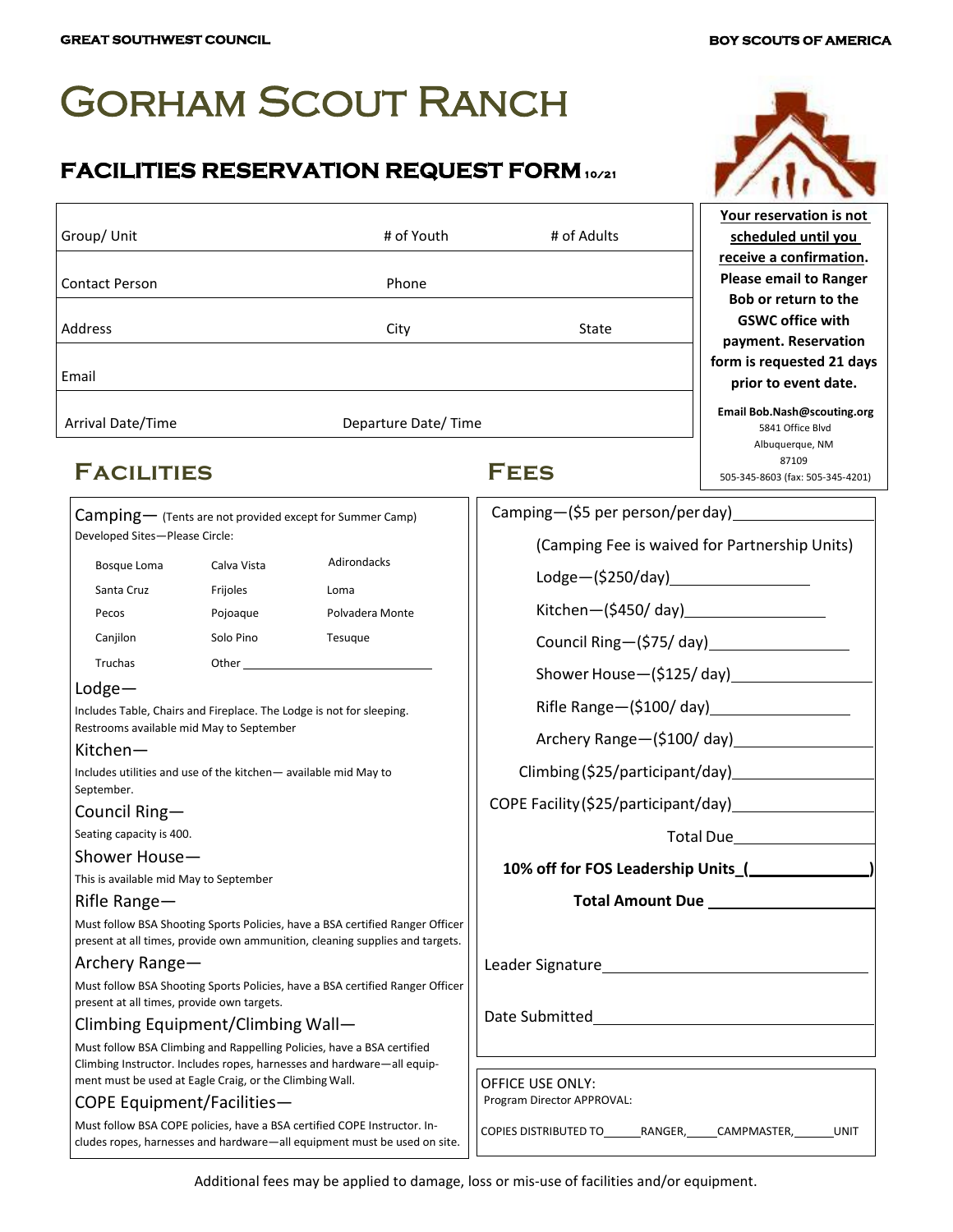GREAT SOUTHWEST COUNCIL

BOY SCOUTS OF AMERICA

# Gorham Scout Ranch

## FACILITIES RESERVATION REQUEST FORM 10/21

| Group/ Unit | # of Youth | # of Adults |
|---|---|---|
| Contact Person | Phone | |
| Address | City | State |
| Email | | |
| Arrival Date/Time | Departure Date/ Time | |

**Your reservation is not scheduled until you receive a confirmation. Please email to Ranger Bob or return to the GSWC office with payment. Reservation form is requested 21 days prior to event date.**

**Email Bob.Nash@scouting.org**
5841 Office Blvd
Albuquerque, NM
87109
505-345-8603 (fax: 505-345-4201)

## Facilities

**Camping—** (Tents are not provided except for Summer Camp)
Developed Sites—Please Circle:

| | | |
|---|---|---|
| Bosque Loma | Calva Vista | Adirondacks |
| Santa Cruz | Frijoles | Loma |
| Pecos | Pojoaque | Polvadera Monte |
| Canjilon | Solo Pino | Tesuque |
| Truchas | Other ______ | |

**Lodge—**
Includes Table, Chairs and Fireplace. The Lodge is not for sleeping. Restrooms available mid May to September

**Kitchen—**
Includes utilities and use of the kitchen— available mid May to September.

**Council Ring—**
Seating capacity is 400.

**Shower House—**
This is available mid May to September

**Rifle Range—**
Must follow BSA Shooting Sports Policies, have a BSA certified Ranger Officer present at all times, provide own ammunition, cleaning supplies and targets.

**Archery Range—**
Must follow BSA Shooting Sports Policies, have a BSA certified Ranger Officer present at all times, provide own targets.

**Climbing Equipment/Climbing Wall—**
Must follow BSA Climbing and Rappelling Policies, have a BSA certified Climbing Instructor. Includes ropes, harnesses and hardware—all equipment must be used at Eagle Craig, or the Climbing Wall.

**COPE Equipment/Facilities—**
Must follow BSA COPE policies, have a BSA certified COPE Instructor. Includes ropes, harnesses and hardware—all equipment must be used on site.

## Fees

Camping—($5 per person/per day)______

(Camping Fee is waived for Partnership Units)

Lodge—($250/day)______

Kitchen—($450/ day)______

Council Ring—($75/ day)______

Shower House—($125/ day)______

Rifle Range—($100/ day)______

Archery Range—($100/ day)______

Climbing ($25/participant/day)______

COPE Facility ($25/participant/day)______

Total Due______

**10% off for FOS Leadership Units_(______)**

**Total Amount Due ______**

Leader Signature______

Date Submitted______

OFFICE USE ONLY:
Program Director APPROVAL:

COPIES DISTRIBUTED TO_____RANGER,_____CAMPMASTER,_____UNIT

Additional fees may be applied to damage, loss or mis-use of facilities and/or equipment.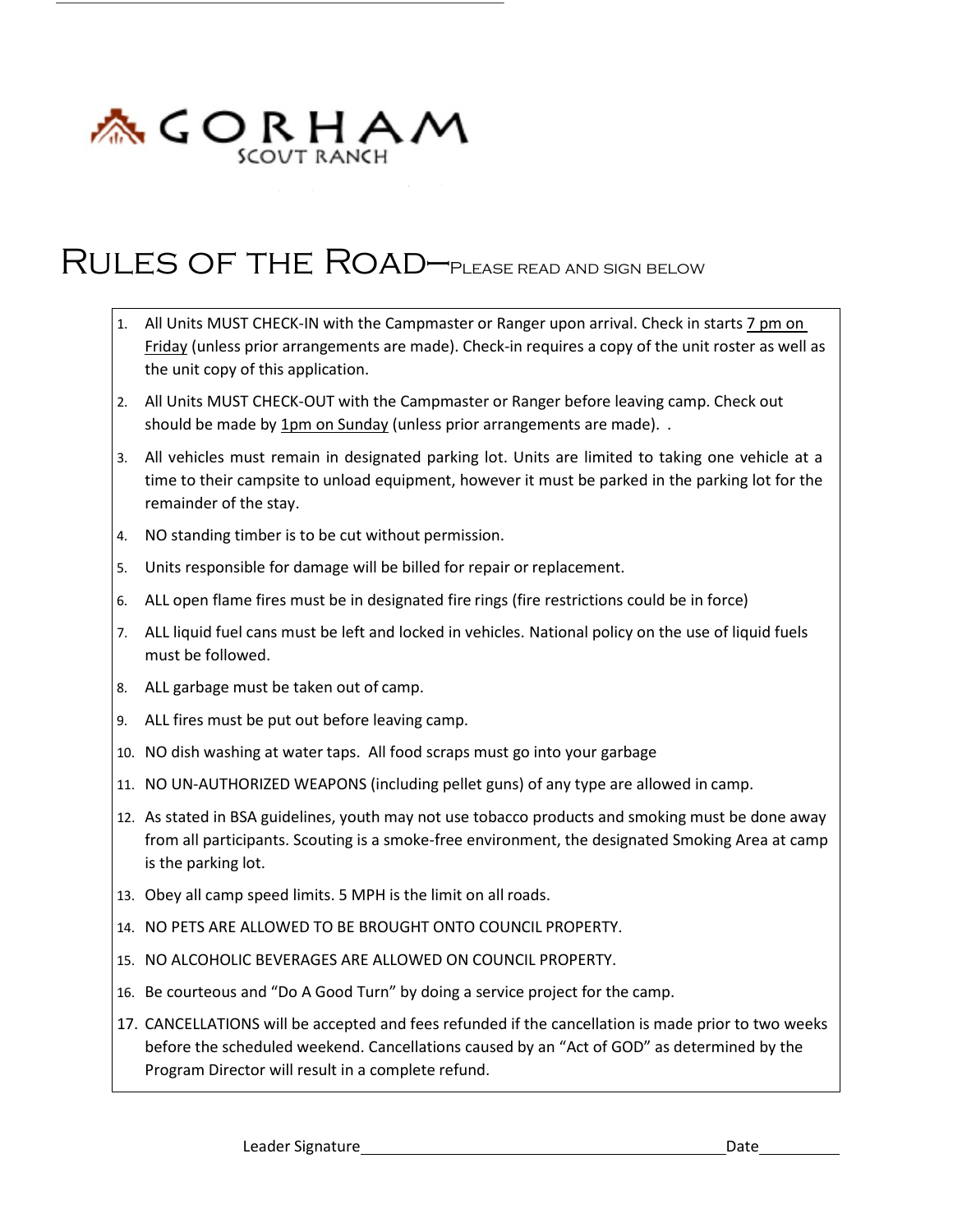GORHAM
SCOUT RANCH

# Rules of the Road—Please read and sign below

1. All Units MUST CHECK-IN with the Campmaster or Ranger upon arrival. Check in starts 7 pm on Friday (unless prior arrangements are made). Check-in requires a copy of the unit roster as well as the unit copy of this application.
2. All Units MUST CHECK-OUT with the Campmaster or Ranger before leaving camp. Check out should be made by 1pm on Sunday (unless prior arrangements are made). .
3. All vehicles must remain in designated parking lot. Units are limited to taking one vehicle at a time to their campsite to unload equipment, however it must be parked in the parking lot for the remainder of the stay.
4. NO standing timber is to be cut without permission.
5. Units responsible for damage will be billed for repair or replacement.
6. ALL open flame fires must be in designated fire rings (fire restrictions could be in force)
7. ALL liquid fuel cans must be left and locked in vehicles. National policy on the use of liquid fuels must be followed.
8. ALL garbage must be taken out of camp.
9. ALL fires must be put out before leaving camp.
10. NO dish washing at water taps. All food scraps must go into your garbage
11. NO UN-AUTHORIZED WEAPONS (including pellet guns) of any type are allowed in camp.
12. As stated in BSA guidelines, youth may not use tobacco products and smoking must be done away from all participants. Scouting is a smoke-free environment, the designated Smoking Area at camp is the parking lot.
13. Obey all camp speed limits. 5 MPH is the limit on all roads.
14. NO PETS ARE ALLOWED TO BE BROUGHT ONTO COUNCIL PROPERTY.
15. NO ALCOHOLIC BEVERAGES ARE ALLOWED ON COUNCIL PROPERTY.
16. Be courteous and "Do A Good Turn" by doing a service project for the camp.
17. CANCELLATIONS will be accepted and fees refunded if the cancellation is made prior to two weeks before the scheduled weekend. Cancellations caused by an "Act of GOD" as determined by the Program Director will result in a complete refund.

Leader Signature\_\_\_\_\_\_\_\_\_\_\_\_\_\_\_\_\_\_\_\_\_\_\_\_\_\_\_\_\_\_\_\_\_\_\_\_\_\_\_\_ Date\_\_\_\_\_\_\_\_\_\_